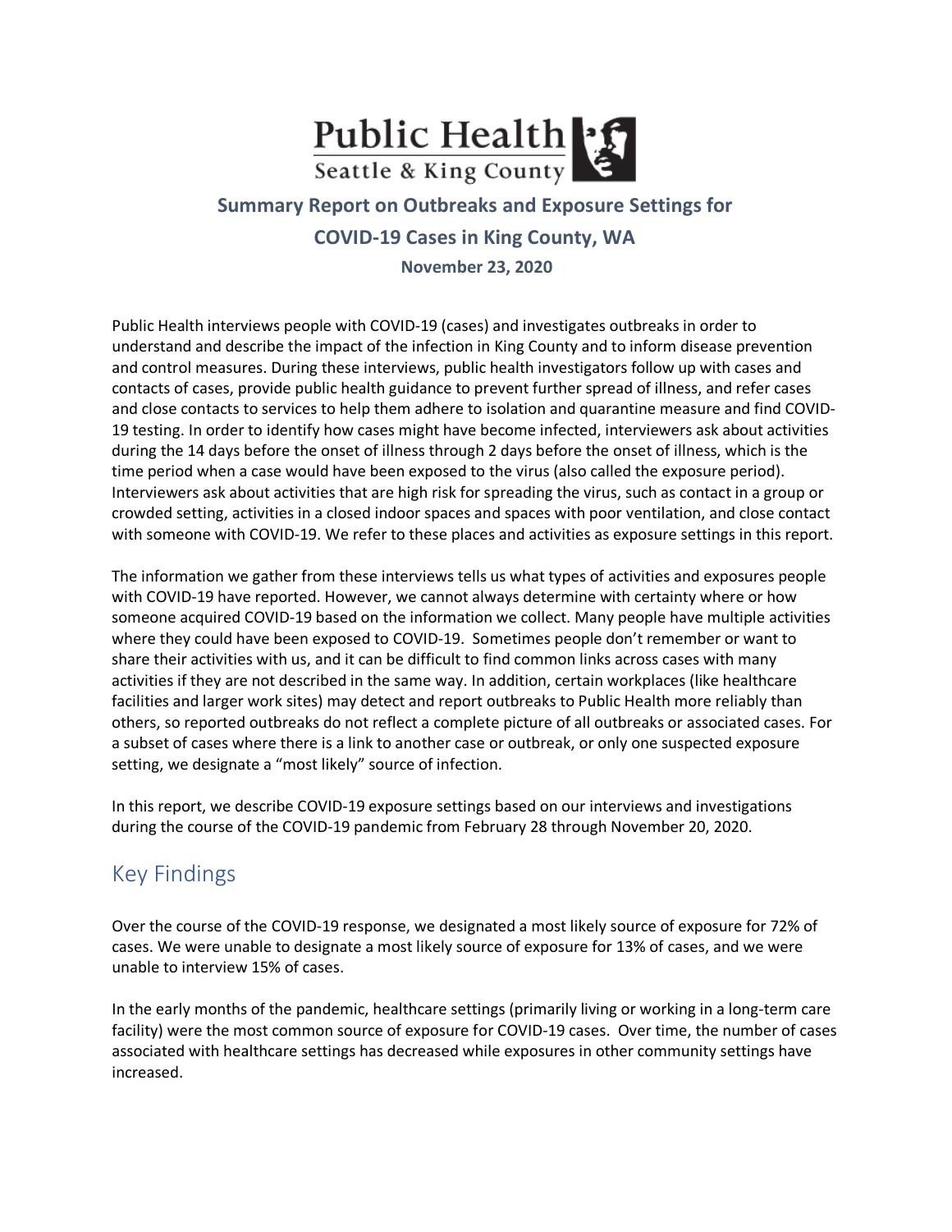Public Health
Seattle & King County

# Summary Report on Outbreaks and Exposure Settings for COVID-19 Cases in King County, WA

**November 23, 2020**

Public Health interviews people with COVID-19 (cases) and investigates outbreaks in order to understand and describe the impact of the infection in King County and to inform disease prevention and control measures. During these interviews, public health investigators follow up with cases and contacts of cases, provide public health guidance to prevent further spread of illness, and refer cases and close contacts to services to help them adhere to isolation and quarantine measure and find COVID-19 testing. In order to identify how cases might have become infected, interviewers ask about activities during the 14 days before the onset of illness through 2 days before the onset of illness, which is the time period when a case would have been exposed to the virus (also called the exposure period). Interviewers ask about activities that are high risk for spreading the virus, such as contact in a group or crowded setting, activities in a closed indoor spaces and spaces with poor ventilation, and close contact with someone with COVID-19. We refer to these places and activities as exposure settings in this report.

The information we gather from these interviews tells us what types of activities and exposures people with COVID-19 have reported. However, we cannot always determine with certainty where or how someone acquired COVID-19 based on the information we collect. Many people have multiple activities where they could have been exposed to COVID-19. Sometimes people don't remember or want to share their activities with us, and it can be difficult to find common links across cases with many activities if they are not described in the same way. In addition, certain workplaces (like healthcare facilities and larger work sites) may detect and report outbreaks to Public Health more reliably than others, so reported outbreaks do not reflect a complete picture of all outbreaks or associated cases. For a subset of cases where there is a link to another case or outbreak, or only one suspected exposure setting, we designate a "most likely" source of infection.

In this report, we describe COVID-19 exposure settings based on our interviews and investigations during the course of the COVID-19 pandemic from February 28 through November 20, 2020.

## Key Findings

Over the course of the COVID-19 response, we designated a most likely source of exposure for 72% of cases. We were unable to designate a most likely source of exposure for 13% of cases, and we were unable to interview 15% of cases.

In the early months of the pandemic, healthcare settings (primarily living or working in a long-term care facility) were the most common source of exposure for COVID-19 cases. Over time, the number of cases associated with healthcare settings has decreased while exposures in other community settings have increased.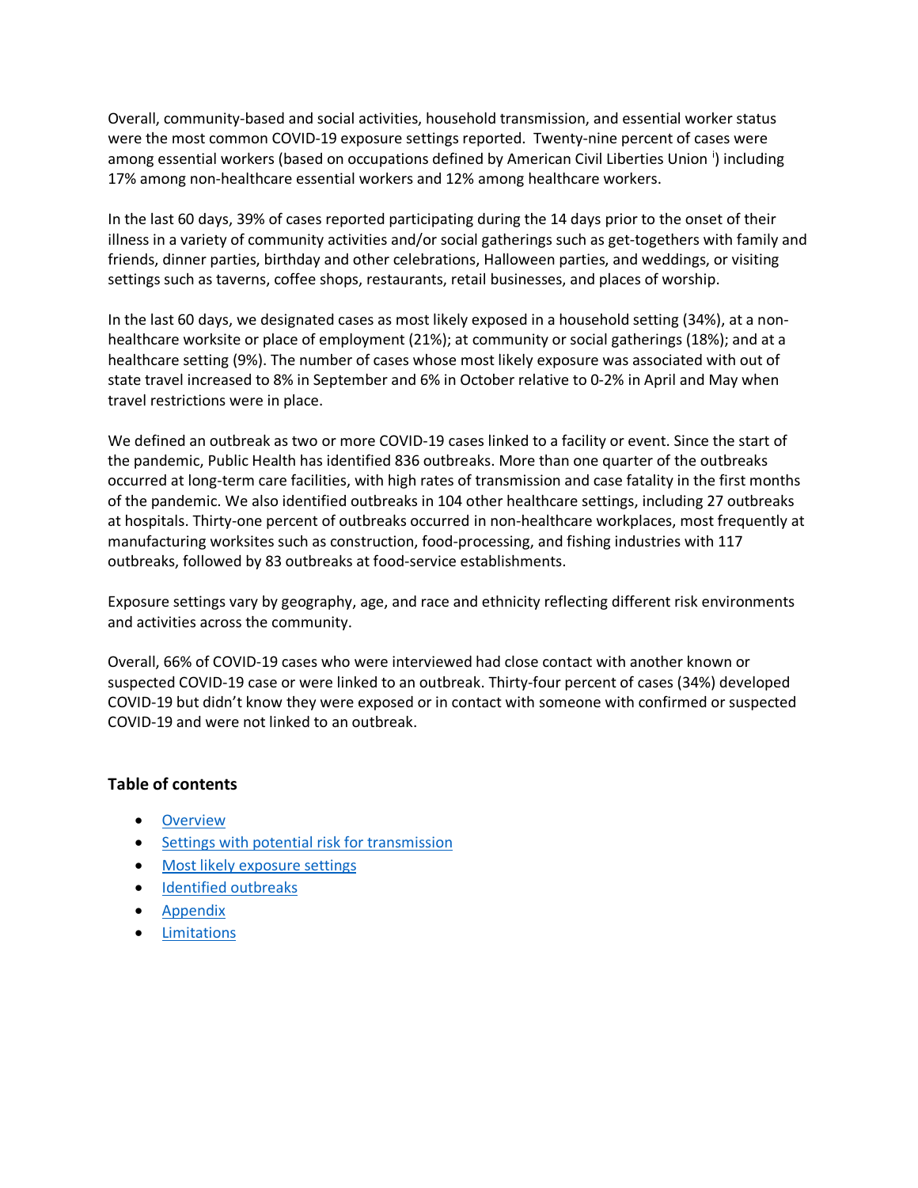Overall, community-based and social activities, household transmission, and essential worker status were the most common COVID-19 exposure settings reported. Twenty-nine percent of cases were among essential workers (based on occupations defined by American Civil Liberties Union [i]) including 17% among non-healthcare essential workers and 12% among healthcare workers.

In the last 60 days, 39% of cases reported participating during the 14 days prior to the onset of their illness in a variety of community activities and/or social gatherings such as get-togethers with family and friends, dinner parties, birthday and other celebrations, Halloween parties, and weddings, or visiting settings such as taverns, coffee shops, restaurants, retail businesses, and places of worship.

In the last 60 days, we designated cases as most likely exposed in a household setting (34%), at a non-healthcare worksite or place of employment (21%); at community or social gatherings (18%); and at a healthcare setting (9%). The number of cases whose most likely exposure was associated with out of state travel increased to 8% in September and 6% in October relative to 0-2% in April and May when travel restrictions were in place.

We defined an outbreak as two or more COVID-19 cases linked to a facility or event. Since the start of the pandemic, Public Health has identified 836 outbreaks. More than one quarter of the outbreaks occurred at long-term care facilities, with high rates of transmission and case fatality in the first months of the pandemic. We also identified outbreaks in 104 other healthcare settings, including 27 outbreaks at hospitals. Thirty-one percent of outbreaks occurred in non-healthcare workplaces, most frequently at manufacturing worksites such as construction, food-processing, and fishing industries with 117 outbreaks, followed by 83 outbreaks at food-service establishments.

Exposure settings vary by geography, age, and race and ethnicity reflecting different risk environments and activities across the community.

Overall, 66% of COVID-19 cases who were interviewed had close contact with another known or suspected COVID-19 case or were linked to an outbreak. Thirty-four percent of cases (34%) developed COVID-19 but didn't know they were exposed or in contact with someone with confirmed or suspected COVID-19 and were not linked to an outbreak.

## Table of contents

- Overview
- Settings with potential risk for transmission
- Most likely exposure settings
- Identified outbreaks
- Appendix
- Limitations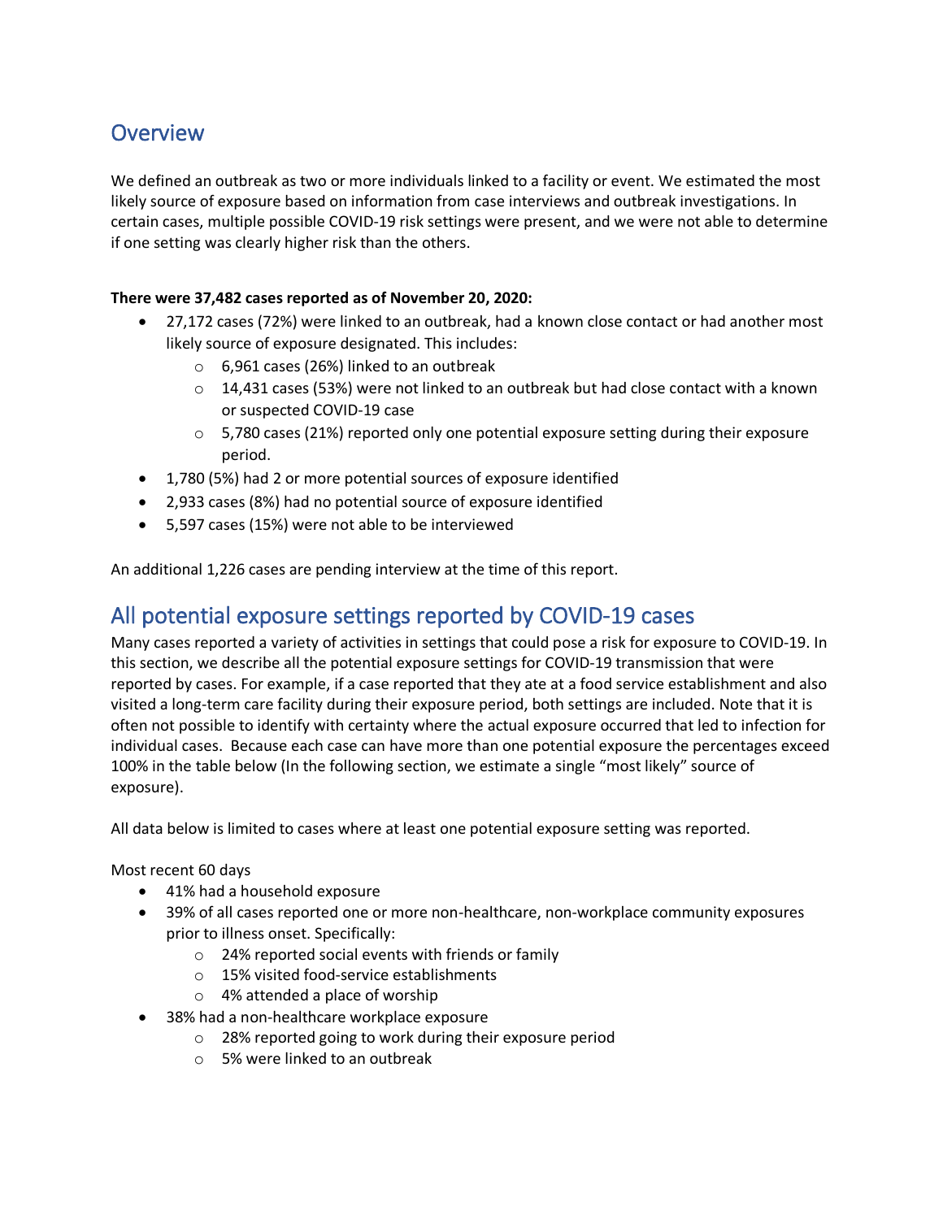## Overview

We defined an outbreak as two or more individuals linked to a facility or event. We estimated the most likely source of exposure based on information from case interviews and outbreak investigations. In certain cases, multiple possible COVID-19 risk settings were present, and we were not able to determine if one setting was clearly higher risk than the others.

**There were 37,482 cases reported as of November 20, 2020:**

- 27,172 cases (72%) were linked to an outbreak, had a known close contact or had another most likely source of exposure designated. This includes:
  - 6,961 cases (26%) linked to an outbreak
  - 14,431 cases (53%) were not linked to an outbreak but had close contact with a known or suspected COVID-19 case
  - 5,780 cases (21%) reported only one potential exposure setting during their exposure period.
- 1,780 (5%) had 2 or more potential sources of exposure identified
- 2,933 cases (8%) had no potential source of exposure identified
- 5,597 cases (15%) were not able to be interviewed

An additional 1,226 cases are pending interview at the time of this report.

## All potential exposure settings reported by COVID-19 cases

Many cases reported a variety of activities in settings that could pose a risk for exposure to COVID-19. In this section, we describe all the potential exposure settings for COVID-19 transmission that were reported by cases. For example, if a case reported that they ate at a food service establishment and also visited a long-term care facility during their exposure period, both settings are included. Note that it is often not possible to identify with certainty where the actual exposure occurred that led to infection for individual cases. Because each case can have more than one potential exposure the percentages exceed 100% in the table below (In the following section, we estimate a single "most likely" source of exposure).

All data below is limited to cases where at least one potential exposure setting was reported.

Most recent 60 days

- 41% had a household exposure
- 39% of all cases reported one or more non-healthcare, non-workplace community exposures prior to illness onset. Specifically:
  - 24% reported social events with friends or family
  - 15% visited food-service establishments
  - 4% attended a place of worship
- 38% had a non-healthcare workplace exposure
  - 28% reported going to work during their exposure period
  - 5% were linked to an outbreak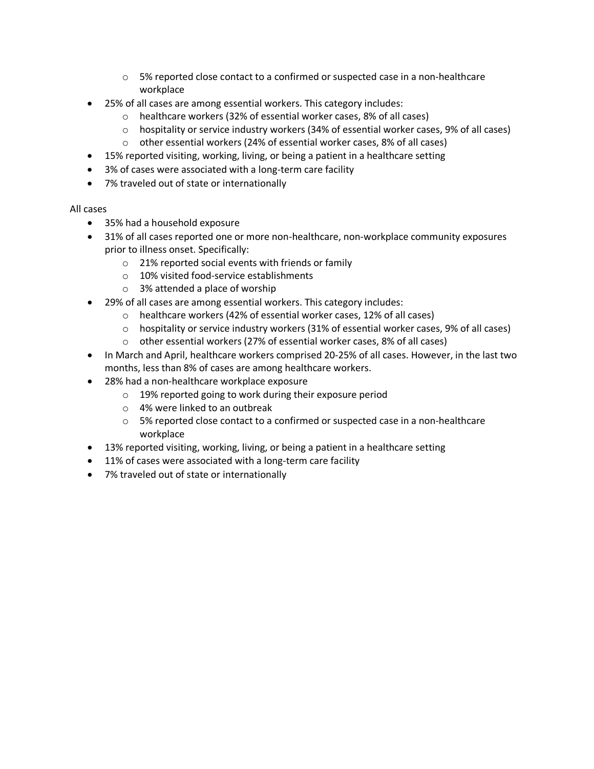- 5% reported close contact to a confirmed or suspected case in a non-healthcare workplace
- 25% of all cases are among essential workers. This category includes:
  - healthcare workers (32% of essential worker cases, 8% of all cases)
  - hospitality or service industry workers (34% of essential worker cases, 9% of all cases)
  - other essential workers (24% of essential worker cases, 8% of all cases)
- 15% reported visiting, working, living, or being a patient in a healthcare setting
- 3% of cases were associated with a long-term care facility
- 7% traveled out of state or internationally

All cases

- 35% had a household exposure
- 31% of all cases reported one or more non-healthcare, non-workplace community exposures prior to illness onset. Specifically:
  - 21% reported social events with friends or family
  - 10% visited food-service establishments
  - 3% attended a place of worship
- 29% of all cases are among essential workers. This category includes:
  - healthcare workers (42% of essential worker cases, 12% of all cases)
  - hospitality or service industry workers (31% of essential worker cases, 9% of all cases)
  - other essential workers (27% of essential worker cases, 8% of all cases)
- In March and April, healthcare workers comprised 20-25% of all cases. However, in the last two months, less than 8% of cases are among healthcare workers.
- 28% had a non-healthcare workplace exposure
  - 19% reported going to work during their exposure period
  - 4% were linked to an outbreak
  - 5% reported close contact to a confirmed or suspected case in a non-healthcare workplace
- 13% reported visiting, working, living, or being a patient in a healthcare setting
- 11% of cases were associated with a long-term care facility
- 7% traveled out of state or internationally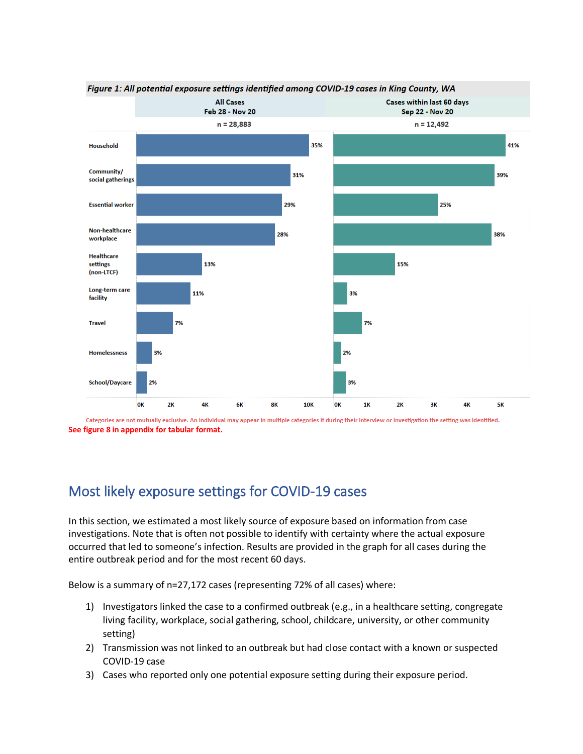*Figure 1: All potential exposure settings identified among COVID-19 cases in King County, WA*

| | All Cases Feb 28 - Nov 20 (n = 28,883) | Cases within last 60 days Sep 22 - Nov 20 (n = 12,492) |
|---|---|---|
| Household | 35% | 41% |
| Community/ social gatherings | 31% | 39% |
| Essential worker | 29% | 25% |
| Non-healthcare workplace | 28% | 38% |
| Healthcare settings (non-LTCF) | 13% | 15% |
| Long-term care facility | 11% | 3% |
| Travel | 7% | 7% |
| Homelessness | 3% | 2% |
| School/Daycare | 2% | 3% |

Categories are not mutually exclusive. An individual may appear in multiple categories if during their interview or investigation the setting was identified.

**See figure 8 in appendix for tabular format.**

## Most likely exposure settings for COVID-19 cases

In this section, we estimated a most likely source of exposure based on information from case investigations. Note that is often not possible to identify with certainty where the actual exposure occurred that led to someone's infection. Results are provided in the graph for all cases during the entire outbreak period and for the most recent 60 days.

Below is a summary of n=27,172 cases (representing 72% of all cases) where:

1) Investigators linked the case to a confirmed outbreak (e.g., in a healthcare setting, congregate living facility, workplace, social gathering, school, childcare, university, or other community setting)
2) Transmission was not linked to an outbreak but had close contact with a known or suspected COVID-19 case
3) Cases who reported only one potential exposure setting during their exposure period.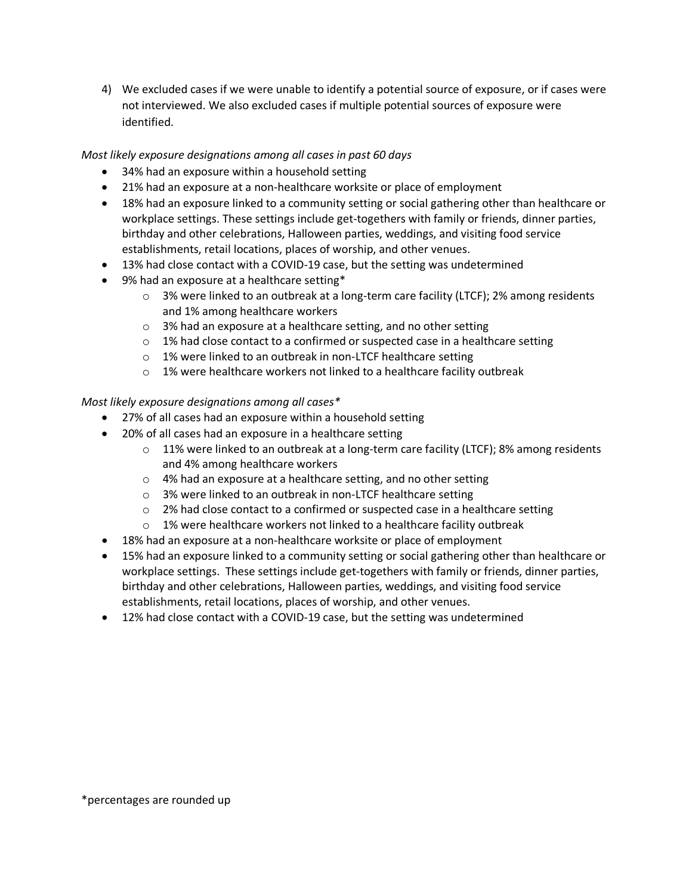4) We excluded cases if we were unable to identify a potential source of exposure, or if cases were not interviewed. We also excluded cases if multiple potential sources of exposure were identified.

*Most likely exposure designations among all cases in past 60 days*

- 34% had an exposure within a household setting
- 21% had an exposure at a non-healthcare worksite or place of employment
- 18% had an exposure linked to a community setting or social gathering other than healthcare or workplace settings. These settings include get-togethers with family or friends, dinner parties, birthday and other celebrations, Halloween parties, weddings, and visiting food service establishments, retail locations, places of worship, and other venues.
- 13% had close contact with a COVID-19 case, but the setting was undetermined
- 9% had an exposure at a healthcare setting*
  - 3% were linked to an outbreak at a long-term care facility (LTCF); 2% among residents and 1% among healthcare workers
  - 3% had an exposure at a healthcare setting, and no other setting
  - 1% had close contact to a confirmed or suspected case in a healthcare setting
  - 1% were linked to an outbreak in non-LTCF healthcare setting
  - 1% were healthcare workers not linked to a healthcare facility outbreak

*Most likely exposure designations among all cases**

- 27% of all cases had an exposure within a household setting
- 20% of all cases had an exposure in a healthcare setting
  - 11% were linked to an outbreak at a long-term care facility (LTCF); 8% among residents and 4% among healthcare workers
  - 4% had an exposure at a healthcare setting, and no other setting
  - 3% were linked to an outbreak in non-LTCF healthcare setting
  - 2% had close contact to a confirmed or suspected case in a healthcare setting
  - 1% were healthcare workers not linked to a healthcare facility outbreak
- 18% had an exposure at a non-healthcare worksite or place of employment
- 15% had an exposure linked to a community setting or social gathering other than healthcare or workplace settings. These settings include get-togethers with family or friends, dinner parties, birthday and other celebrations, Halloween parties, weddings, and visiting food service establishments, retail locations, places of worship, and other venues.
- 12% had close contact with a COVID-19 case, but the setting was undetermined

*percentages are rounded up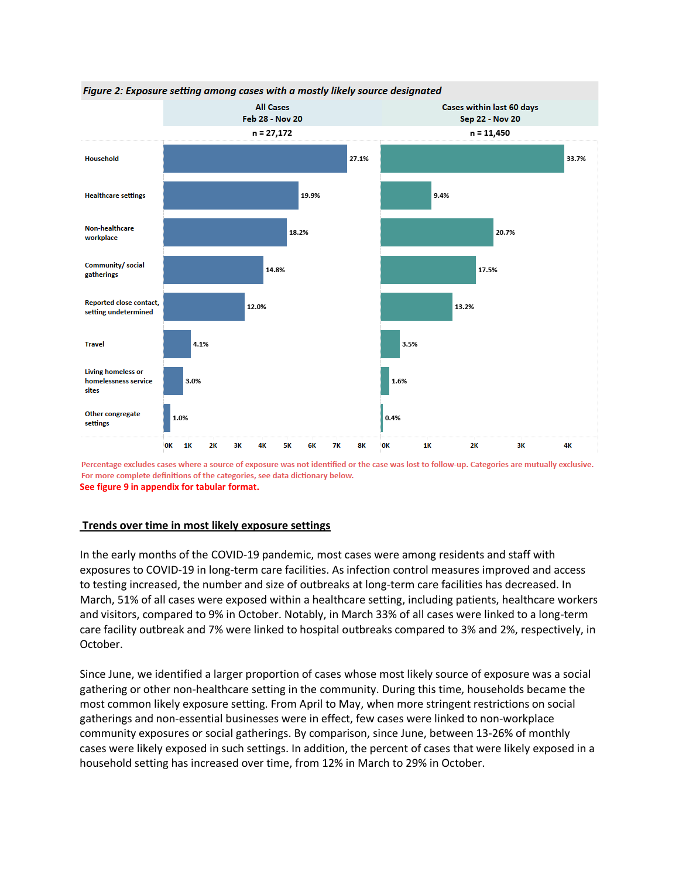*Figure 2: Exposure setting among cases with a mostly likely source designated*

| | All Cases Feb 28 - Nov 20 n = 27,172 | Cases within last 60 days Sep 22 - Nov 20 n = 11,450 |
|---|---|---|
| Household | 27.1% | 33.7% |
| Healthcare settings | 19.9% | 9.4% |
| Non-healthcare workplace | 18.2% | 20.7% |
| Community/ social gatherings | 14.8% | 17.5% |
| Reported close contact, setting undetermined | 12.0% | 13.2% |
| Travel | 4.1% | 3.5% |
| Living homeless or homelessness service sites | 3.0% | 1.6% |
| Other congregate settings | 1.0% | 0.4% |

Percentage excludes cases where a source of exposure was not identified or the case was lost to follow-up. Categories are mutually exclusive. For more complete definitions of the categories, see data dictionary below.

**See figure 9 in appendix for tabular format.**

## Trends over time in most likely exposure settings

In the early months of the COVID-19 pandemic, most cases were among residents and staff with exposures to COVID-19 in long-term care facilities. As infection control measures improved and access to testing increased, the number and size of outbreaks at long-term care facilities has decreased. In March, 51% of all cases were exposed within a healthcare setting, including patients, healthcare workers and visitors, compared to 9% in October. Notably, in March 33% of all cases were linked to a long-term care facility outbreak and 7% were linked to hospital outbreaks compared to 3% and 2%, respectively, in October.

Since June, we identified a larger proportion of cases whose most likely source of exposure was a social gathering or other non-healthcare setting in the community. During this time, households became the most common likely exposure setting. From April to May, when more stringent restrictions on social gatherings and non-essential businesses were in effect, few cases were linked to non-workplace community exposures or social gatherings. By comparison, since June, between 13-26% of monthly cases were likely exposed in such settings. In addition, the percent of cases that were likely exposed in a household setting has increased over time, from 12% in March to 29% in October.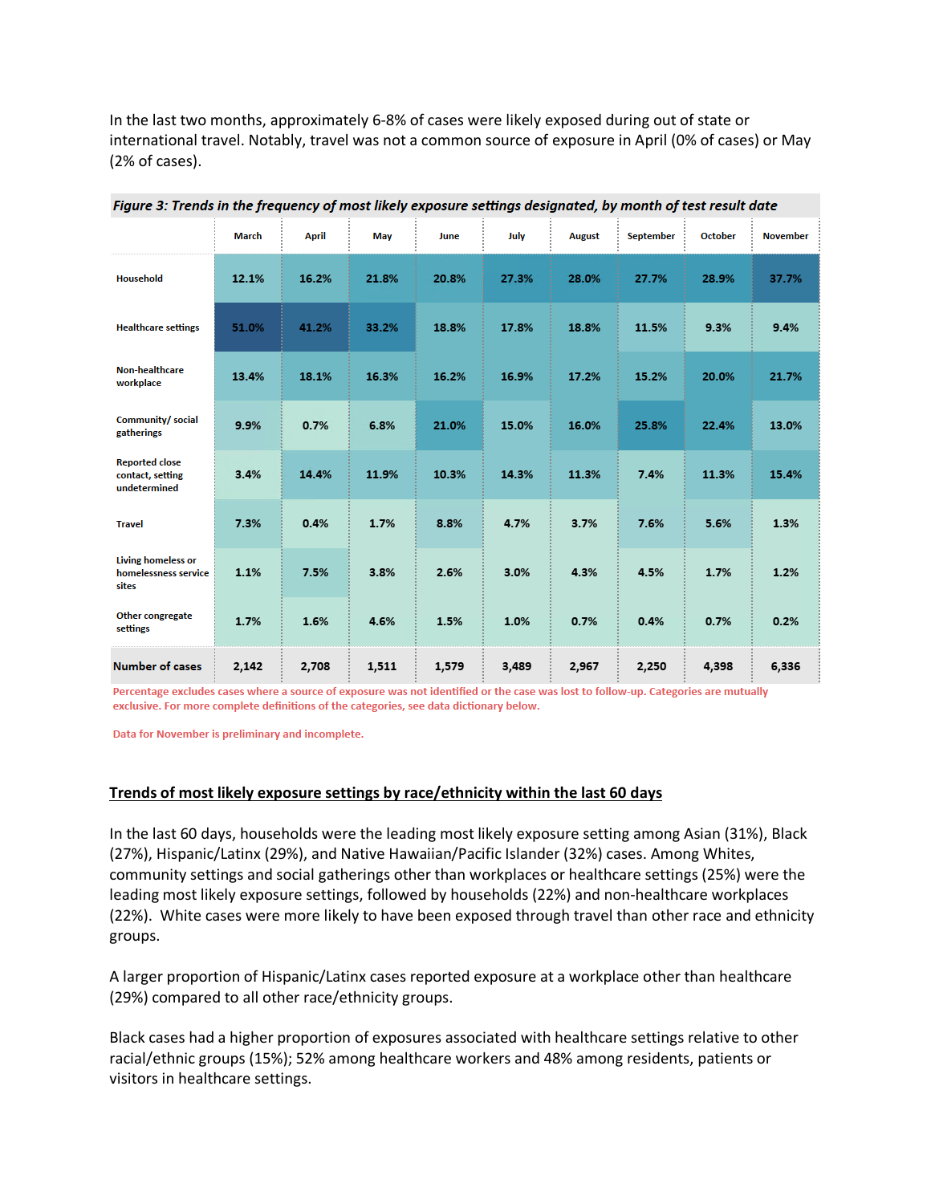In the last two months, approximately 6-8% of cases were likely exposed during out of state or international travel. Notably, travel was not a common source of exposure in April (0% of cases) or May (2% of cases).

*Figure 3: Trends in the frequency of most likely exposure settings designated, by month of test result date*

| | March | April | May | June | July | August | September | October | November |
|---|---|---|---|---|---|---|---|---|---|
| Household | 12.1% | 16.2% | 21.8% | 20.8% | 27.3% | 28.0% | 27.7% | 28.9% | 37.7% |
| Healthcare settings | 51.0% | 41.2% | 33.2% | 18.8% | 17.8% | 18.8% | 11.5% | 9.3% | 9.4% |
| Non-healthcare workplace | 13.4% | 18.1% | 16.3% | 16.2% | 16.9% | 17.2% | 15.2% | 20.0% | 21.7% |
| Community/ social gatherings | 9.9% | 0.7% | 6.8% | 21.0% | 15.0% | 16.0% | 25.8% | 22.4% | 13.0% |
| Reported close contact, setting undetermined | 3.4% | 14.4% | 11.9% | 10.3% | 14.3% | 11.3% | 7.4% | 11.3% | 15.4% |
| Travel | 7.3% | 0.4% | 1.7% | 8.8% | 4.7% | 3.7% | 7.6% | 5.6% | 1.3% |
| Living homeless or homelessness service sites | 1.1% | 7.5% | 3.8% | 2.6% | 3.0% | 4.3% | 4.5% | 1.7% | 1.2% |
| Other congregate settings | 1.7% | 1.6% | 4.6% | 1.5% | 1.0% | 0.7% | 0.4% | 0.7% | 0.2% |
| **Number of cases** | 2,142 | 2,708 | 1,511 | 1,579 | 3,489 | 2,967 | 2,250 | 4,398 | 6,336 |

Percentage excludes cases where a source of exposure was not identified or the case was lost to follow-up. Categories are mutually exclusive. For more complete definitions of the categories, see data dictionary below.

Data for November is preliminary and incomplete.

## Trends of most likely exposure settings by race/ethnicity within the last 60 days

In the last 60 days, households were the leading most likely exposure setting among Asian (31%), Black (27%), Hispanic/Latinx (29%), and Native Hawaiian/Pacific Islander (32%) cases. Among Whites, community settings and social gatherings other than workplaces or healthcare settings (25%) were the leading most likely exposure settings, followed by households (22%) and non-healthcare workplaces (22%). White cases were more likely to have been exposed through travel than other race and ethnicity groups.

A larger proportion of Hispanic/Latinx cases reported exposure at a workplace other than healthcare (29%) compared to all other race/ethnicity groups.

Black cases had a higher proportion of exposures associated with healthcare settings relative to other racial/ethnic groups (15%); 52% among healthcare workers and 48% among residents, patients or visitors in healthcare settings.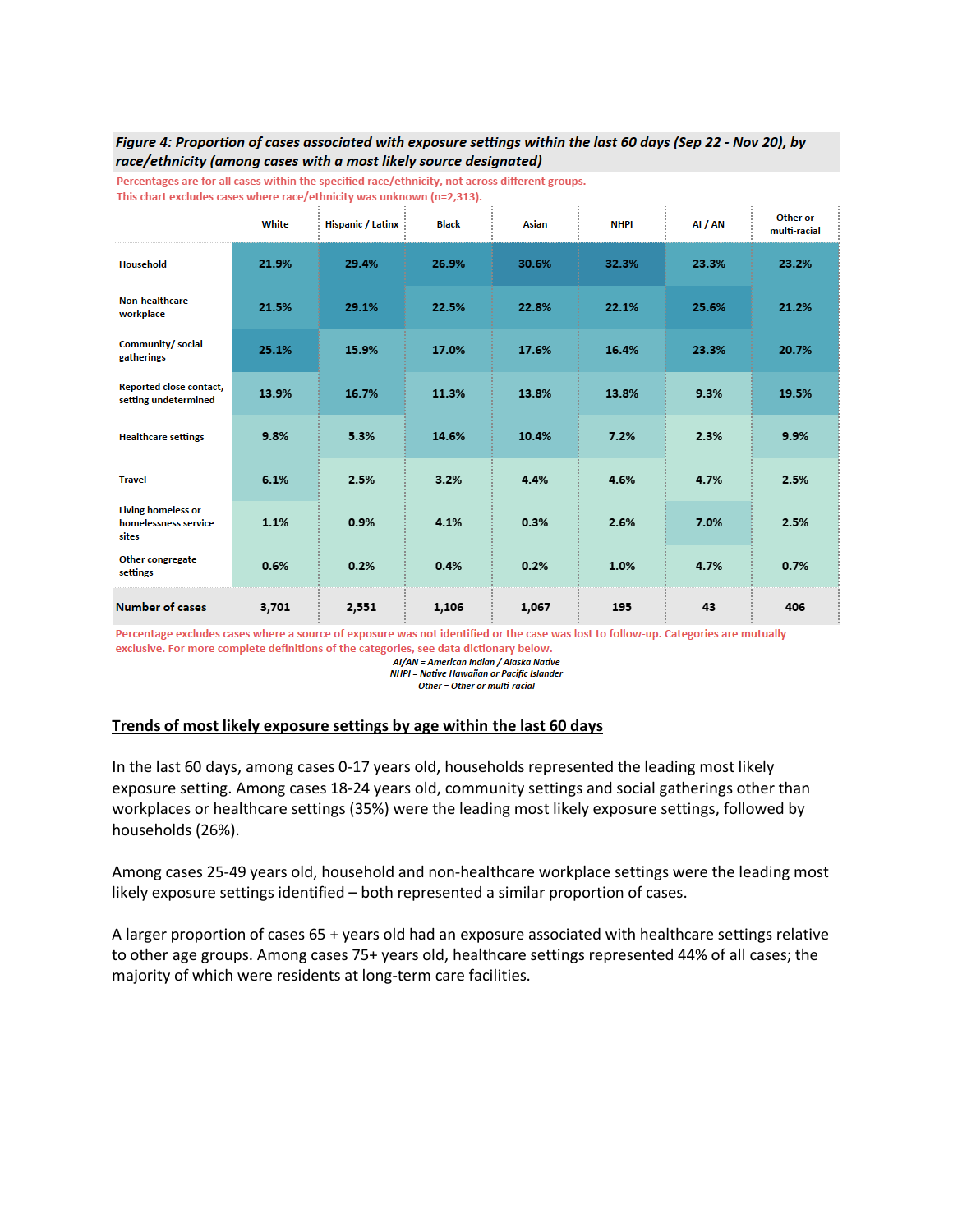*Figure 4: Proportion of cases associated with exposure settings within the last 60 days (Sep 22 - Nov 20), by race/ethnicity (among cases with a most likely source designated)*

Percentages are for all cases within the specified race/ethnicity, not across different groups.
This chart excludes cases where race/ethnicity was unknown (n=2,313).

| | White | Hispanic / Latinx | Black | Asian | NHPI | AI / AN | Other or multi-racial |
|---|---|---|---|---|---|---|---|
| Household | 21.9% | 29.4% | 26.9% | 30.6% | 32.3% | 23.3% | 23.2% |
| Non-healthcare workplace | 21.5% | 29.1% | 22.5% | 22.8% | 22.1% | 25.6% | 21.2% |
| Community/ social gatherings | 25.1% | 15.9% | 17.0% | 17.6% | 16.4% | 23.3% | 20.7% |
| Reported close contact, setting undetermined | 13.9% | 16.7% | 11.3% | 13.8% | 13.8% | 9.3% | 19.5% |
| Healthcare settings | 9.8% | 5.3% | 14.6% | 10.4% | 7.2% | 2.3% | 9.9% |
| Travel | 6.1% | 2.5% | 3.2% | 4.4% | 4.6% | 4.7% | 2.5% |
| Living homeless or homelessness service sites | 1.1% | 0.9% | 4.1% | 0.3% | 2.6% | 7.0% | 2.5% |
| Other congregate settings | 0.6% | 0.2% | 0.4% | 0.2% | 1.0% | 4.7% | 0.7% |
| **Number of cases** | 3,701 | 2,551 | 1,106 | 1,067 | 195 | 43 | 406 |

Percentage excludes cases where a source of exposure was not identified or the case was lost to follow-up. Categories are mutually exclusive. For more complete definitions of the categories, see data dictionary below.

*AI/AN = American Indian / Alaska Native*
*NHPI = Native Hawaiian or Pacific Islander*
*Other = Other or multi-racial*

## Trends of most likely exposure settings by age within the last 60 days

In the last 60 days, among cases 0-17 years old, households represented the leading most likely exposure setting. Among cases 18-24 years old, community settings and social gatherings other than workplaces or healthcare settings (35%) were the leading most likely exposure settings, followed by households (26%).

Among cases 25-49 years old, household and non-healthcare workplace settings were the leading most likely exposure settings identified – both represented a similar proportion of cases.

A larger proportion of cases 65 + years old had an exposure associated with healthcare settings relative to other age groups. Among cases 75+ years old, healthcare settings represented 44% of all cases; the majority of which were residents at long-term care facilities.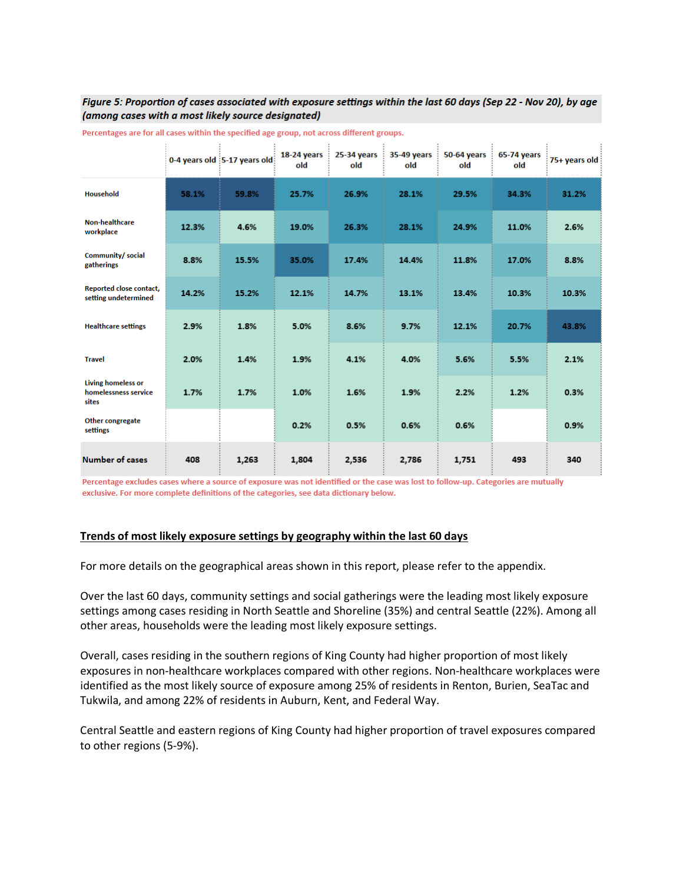***Figure 5: Proportion of cases associated with exposure settings within the last 60 days (Sep 22 - Nov 20), by age (among cases with a most likely source designated)***

Percentages are for all cases within the specified age group, not across different groups.

| | 0-4 years old | 5-17 years old | 18-24 years old | 25-34 years old | 35-49 years old | 50-64 years old | 65-74 years old | 75+ years old |
|---|---|---|---|---|---|---|---|---|
| Household | 58.1% | 59.8% | 25.7% | 26.9% | 28.1% | 29.5% | 34.3% | 31.2% |
| Non-healthcare workplace | 12.3% | 4.6% | 19.0% | 26.3% | 28.1% | 24.9% | 11.0% | 2.6% |
| Community/ social gatherings | 8.8% | 15.5% | 35.0% | 17.4% | 14.4% | 11.8% | 17.0% | 8.8% |
| Reported close contact, setting undetermined | 14.2% | 15.2% | 12.1% | 14.7% | 13.1% | 13.4% | 10.3% | 10.3% |
| Healthcare settings | 2.9% | 1.8% | 5.0% | 8.6% | 9.7% | 12.1% | 20.7% | 43.8% |
| Travel | 2.0% | 1.4% | 1.9% | 4.1% | 4.0% | 5.6% | 5.5% | 2.1% |
| Living homeless or homelessness service sites | 1.7% | 1.7% | 1.0% | 1.6% | 1.9% | 2.2% | 1.2% | 0.3% |
| Other congregate settings | | | 0.2% | 0.5% | 0.6% | 0.6% | | 0.9% |
| **Number of cases** | 408 | 1,263 | 1,804 | 2,536 | 2,786 | 1,751 | 493 | 340 |

Percentage excludes cases where a source of exposure was not identified or the case was lost to follow-up. Categories are mutually exclusive. For more complete definitions of the categories, see data dictionary below.

## Trends of most likely exposure settings by geography within the last 60 days

For more details on the geographical areas shown in this report, please refer to the appendix.

Over the last 60 days, community settings and social gatherings were the leading most likely exposure settings among cases residing in North Seattle and Shoreline (35%) and central Seattle (22%). Among all other areas, households were the leading most likely exposure settings.

Overall, cases residing in the southern regions of King County had higher proportion of most likely exposures in non-healthcare workplaces compared with other regions. Non-healthcare workplaces were identified as the most likely source of exposure among 25% of residents in Renton, Burien, SeaTac and Tukwila, and among 22% of residents in Auburn, Kent, and Federal Way.

Central Seattle and eastern regions of King County had higher proportion of travel exposures compared to other regions (5-9%).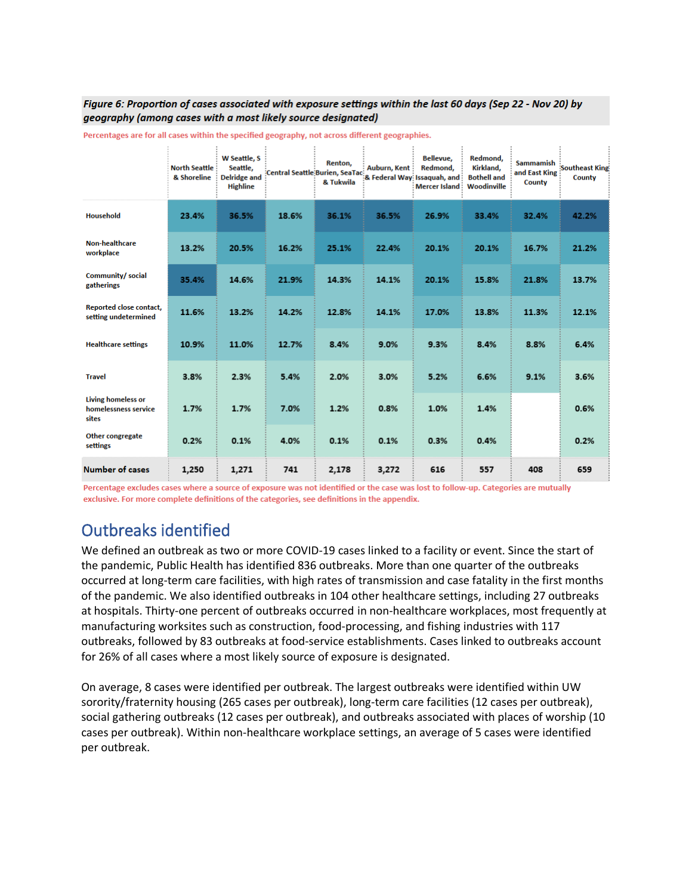*Figure 6: Proportion of cases associated with exposure settings within the last 60 days (Sep 22 - Nov 20) by geography (among cases with a most likely source designated)*

Percentages are for all cases within the specified geography, not across different geographies.

| | North Seattle & Shoreline | W Seattle, S Seattle, Delridge and Highline | Central Seattle | Renton, Burien, SeaTac & Tukwila | Auburn, Kent & Federal Way | Bellevue, Redmond, Issaquah, and Mercer Island | Redmond, Kirkland, Bothell and Woodinville | Sammamish and East King County | Southeast King County |
|---|---|---|---|---|---|---|---|---|---|
| Household | 23.4% | 36.5% | 18.6% | 36.1% | 36.5% | 26.9% | 33.4% | 32.4% | 42.2% |
| Non-healthcare workplace | 13.2% | 20.5% | 16.2% | 25.1% | 22.4% | 20.1% | 20.1% | 16.7% | 21.2% |
| Community/ social gatherings | 35.4% | 14.6% | 21.9% | 14.3% | 14.1% | 20.1% | 15.8% | 21.8% | 13.7% |
| Reported close contact, setting undetermined | 11.6% | 13.2% | 14.2% | 12.8% | 14.1% | 17.0% | 13.8% | 11.3% | 12.1% |
| Healthcare settings | 10.9% | 11.0% | 12.7% | 8.4% | 9.0% | 9.3% | 8.4% | 8.8% | 6.4% |
| Travel | 3.8% | 2.3% | 5.4% | 2.0% | 3.0% | 5.2% | 6.6% | 9.1% | 3.6% |
| Living homeless or homelessness service sites | 1.7% | 1.7% | 7.0% | 1.2% | 0.8% | 1.0% | 1.4% | | 0.6% |
| Other congregate settings | 0.2% | 0.1% | 4.0% | 0.1% | 0.1% | 0.3% | 0.4% | | 0.2% |
| **Number of cases** | 1,250 | 1,271 | 741 | 2,178 | 3,272 | 616 | 557 | 408 | 659 |

Percentage excludes cases where a source of exposure was not identified or the case was lost to follow-up. Categories are mutually exclusive. For more complete definitions of the categories, see definitions in the appendix.

## Outbreaks identified

We defined an outbreak as two or more COVID-19 cases linked to a facility or event. Since the start of the pandemic, Public Health has identified 836 outbreaks. More than one quarter of the outbreaks occurred at long-term care facilities, with high rates of transmission and case fatality in the first months of the pandemic. We also identified outbreaks in 104 other healthcare settings, including 27 outbreaks at hospitals. Thirty-one percent of outbreaks occurred in non-healthcare workplaces, most frequently at manufacturing worksites such as construction, food-processing, and fishing industries with 117 outbreaks, followed by 83 outbreaks at food-service establishments. Cases linked to outbreaks account for 26% of all cases where a most likely source of exposure is designated.

On average, 8 cases were identified per outbreak. The largest outbreaks were identified within UW sorority/fraternity housing (265 cases per outbreak), long-term care facilities (12 cases per outbreak), social gathering outbreaks (12 cases per outbreak), and outbreaks associated with places of worship (10 cases per outbreak). Within non-healthcare workplace settings, an average of 5 cases were identified per outbreak.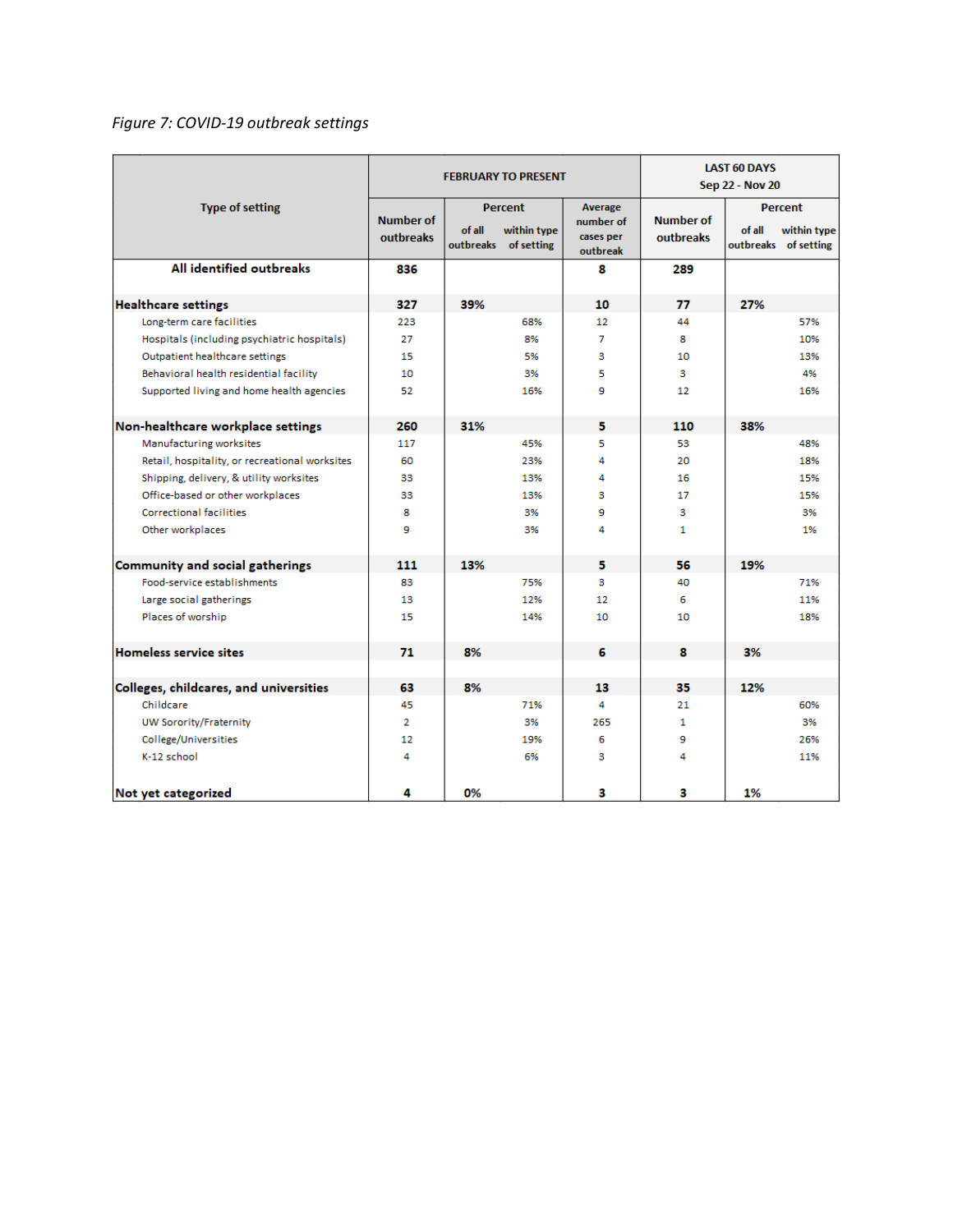*Figure 7: COVID-19 outbreak settings*

| Type of setting | FEBRUARY TO PRESENT | | | | LAST 60 DAYS Sep 22 - Nov 20 | | |
|---|---|---|---|---|---|---|---|
| | Number of outbreaks | Percent of all outbreaks | Percent within type of setting | Average number of cases per outbreak | Number of outbreaks | Percent of all outbreaks | Percent within type of setting |
| **All identified outbreaks** | **836** | | | **8** | **289** | | |
| **Healthcare settings** | **327** | **39%** | | **10** | **77** | **27%** | |
| Long-term care facilities | 223 | | 68% | 12 | 44 | | 57% |
| Hospitals (including psychiatric hospitals) | 27 | | 8% | 7 | 8 | | 10% |
| Outpatient healthcare settings | 15 | | 5% | 3 | 10 | | 13% |
| Behavioral health residential facility | 10 | | 3% | 5 | 3 | | 4% |
| Supported living and home health agencies | 52 | | 16% | 9 | 12 | | 16% |
| **Non-healthcare workplace settings** | **260** | **31%** | | **5** | **110** | **38%** | |
| Manufacturing worksites | 117 | | 45% | 5 | 53 | | 48% |
| Retail, hospitality, or recreational worksites | 60 | | 23% | 4 | 20 | | 18% |
| Shipping, delivery, & utility worksites | 33 | | 13% | 4 | 16 | | 15% |
| Office-based or other workplaces | 33 | | 13% | 3 | 17 | | 15% |
| Correctional facilities | 8 | | 3% | 9 | 3 | | 3% |
| Other workplaces | 9 | | 3% | 4 | 1 | | 1% |
| **Community and social gatherings** | **111** | **13%** | | **5** | **56** | **19%** | |
| Food-service establishments | 83 | | 75% | 3 | 40 | | 71% |
| Large social gatherings | 13 | | 12% | 12 | 6 | | 11% |
| Places of worship | 15 | | 14% | 10 | 10 | | 18% |
| **Homeless service sites** | **71** | **8%** | | **6** | **8** | **3%** | |
| **Colleges, childcares, and universities** | **63** | **8%** | | **13** | **35** | **12%** | |
| Childcare | 45 | | 71% | 4 | 21 | | 60% |
| UW Sorority/Fraternity | 2 | | 3% | 265 | 1 | | 3% |
| College/Universities | 12 | | 19% | 6 | 9 | | 26% |
| K-12 school | 4 | | 6% | 3 | 4 | | 11% |
| **Not yet categorized** | **4** | **0%** | | **3** | **3** | **1%** | |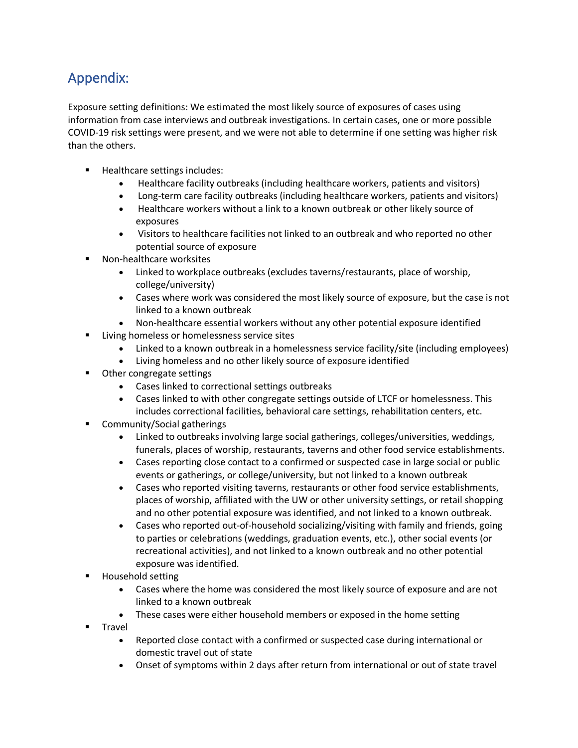## Appendix:

Exposure setting definitions: We estimated the most likely source of exposures of cases using information from case interviews and outbreak investigations. In certain cases, one or more possible COVID-19 risk settings were present, and we were not able to determine if one setting was higher risk than the others.

- Healthcare settings includes:
  - Healthcare facility outbreaks (including healthcare workers, patients and visitors)
  - Long-term care facility outbreaks (including healthcare workers, patients and visitors)
  - Healthcare workers without a link to a known outbreak or other likely source of exposures
  - Visitors to healthcare facilities not linked to an outbreak and who reported no other potential source of exposure
- Non-healthcare worksites
  - Linked to workplace outbreaks (excludes taverns/restaurants, place of worship, college/university)
  - Cases where work was considered the most likely source of exposure, but the case is not linked to a known outbreak
  - Non-healthcare essential workers without any other potential exposure identified
- Living homeless or homelessness service sites
  - Linked to a known outbreak in a homelessness service facility/site (including employees)
  - Living homeless and no other likely source of exposure identified
- Other congregate settings
  - Cases linked to correctional settings outbreaks
  - Cases linked to with other congregate settings outside of LTCF or homelessness. This includes correctional facilities, behavioral care settings, rehabilitation centers, etc.
- Community/Social gatherings
  - Linked to outbreaks involving large social gatherings, colleges/universities, weddings, funerals, places of worship, restaurants, taverns and other food service establishments.
  - Cases reporting close contact to a confirmed or suspected case in large social or public events or gatherings, or college/university, but not linked to a known outbreak
  - Cases who reported visiting taverns, restaurants or other food service establishments, places of worship, affiliated with the UW or other university settings, or retail shopping and no other potential exposure was identified, and not linked to a known outbreak.
  - Cases who reported out-of-household socializing/visiting with family and friends, going to parties or celebrations (weddings, graduation events, etc.), other social events (or recreational activities), and not linked to a known outbreak and no other potential exposure was identified.
- Household setting
  - Cases where the home was considered the most likely source of exposure and are not linked to a known outbreak
  - These cases were either household members or exposed in the home setting
- Travel
  - Reported close contact with a confirmed or suspected case during international or domestic travel out of state
  - Onset of symptoms within 2 days after return from international or out of state travel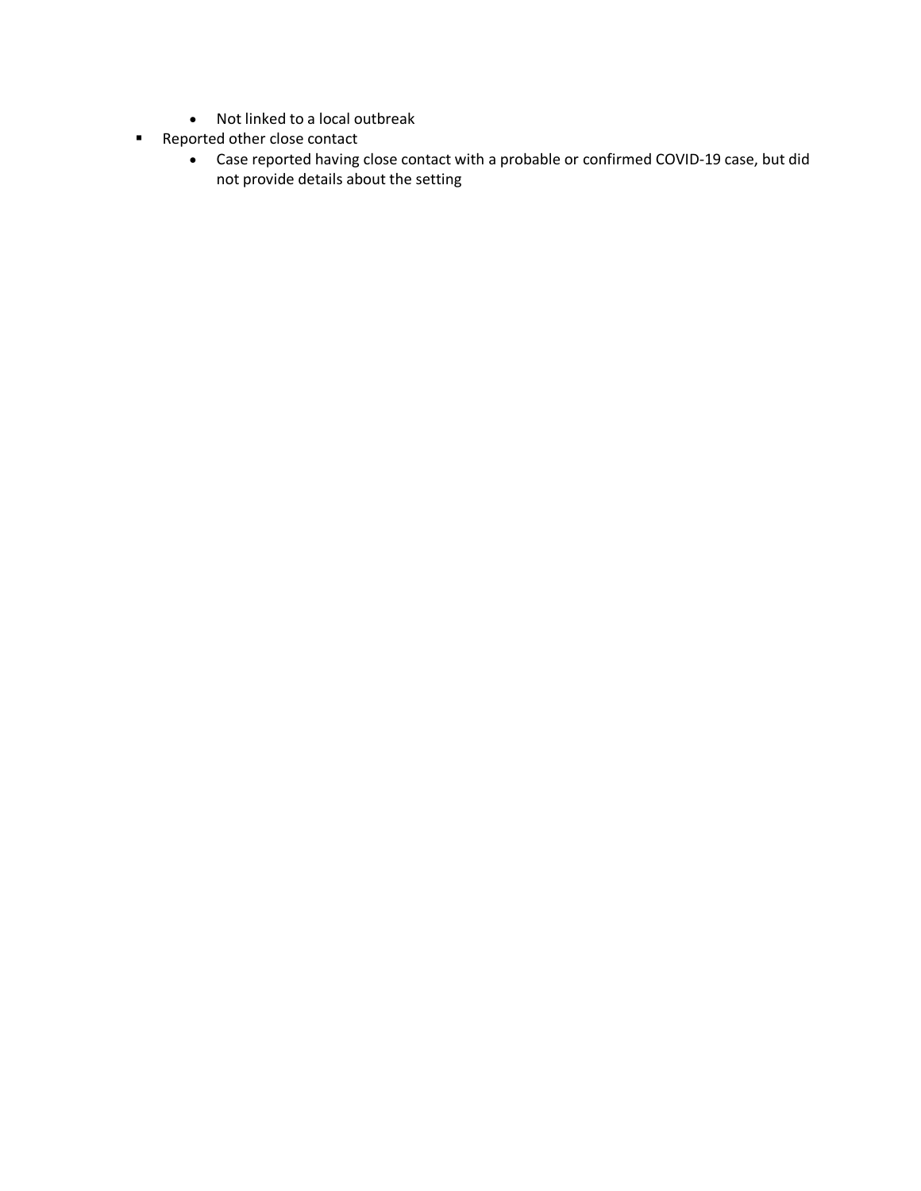- Not linked to a local outbreak
- Reported other close contact
    - Case reported having close contact with a probable or confirmed COVID-19 case, but did not provide details about the setting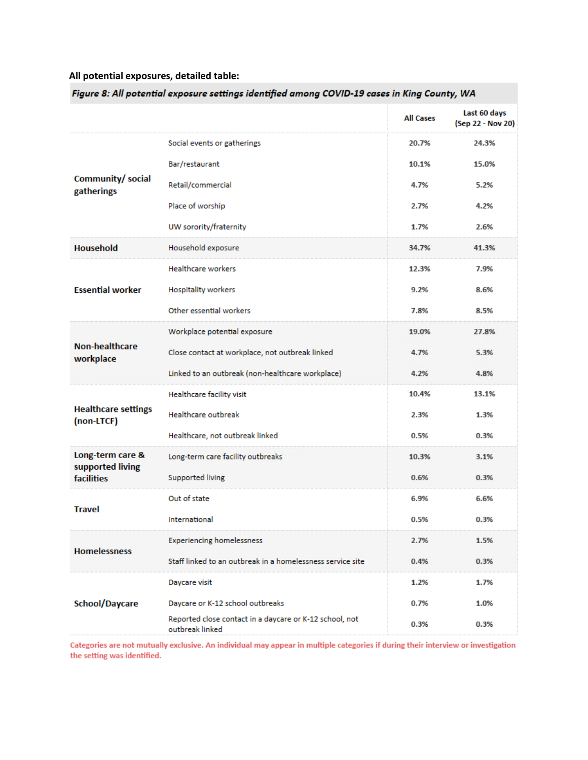**All potential exposures, detailed table:**

***Figure 8: All potential exposure settings identified among COVID-19 cases in King County, WA***

| | | All Cases | Last 60 days (Sep 22 - Nov 20) |
|---|---|---|---|
| **Community/ social gatherings** | Social events or gatherings | 20.7% | 24.3% |
| | Bar/restaurant | 10.1% | 15.0% |
| | Retail/commercial | 4.7% | 5.2% |
| | Place of worship | 2.7% | 4.2% |
| | UW sorority/fraternity | 1.7% | 2.6% |
| **Household** | Household exposure | 34.7% | 41.3% |
| **Essential worker** | Healthcare workers | 12.3% | 7.9% |
| | Hospitality workers | 9.2% | 8.6% |
| | Other essential workers | 7.8% | 8.5% |
| **Non-healthcare workplace** | Workplace potential exposure | 19.0% | 27.8% |
| | Close contact at workplace, not outbreak linked | 4.7% | 5.3% |
| | Linked to an outbreak (non-healthcare workplace) | 4.2% | 4.8% |
| **Healthcare settings (non-LTCF)** | Healthcare facility visit | 10.4% | 13.1% |
| | Healthcare outbreak | 2.3% | 1.3% |
| | Healthcare, not outbreak linked | 0.5% | 0.3% |
| **Long-term care & supported living facilities** | Long-term care facility outbreaks | 10.3% | 3.1% |
| | Supported living | 0.6% | 0.3% |
| **Travel** | Out of state | 6.9% | 6.6% |
| | International | 0.5% | 0.3% |
| **Homelessness** | Experiencing homelessness | 2.7% | 1.5% |
| | Staff linked to an outbreak in a homelessness service site | 0.4% | 0.3% |
| **School/Daycare** | Daycare visit | 1.2% | 1.7% |
| | Daycare or K-12 school outbreaks | 0.7% | 1.0% |
| | Reported close contact in a daycare or K-12 school, not outbreak linked | 0.3% | 0.3% |

Categories are not mutually exclusive. An individual may appear in multiple categories if during their interview or investigation the setting was identified.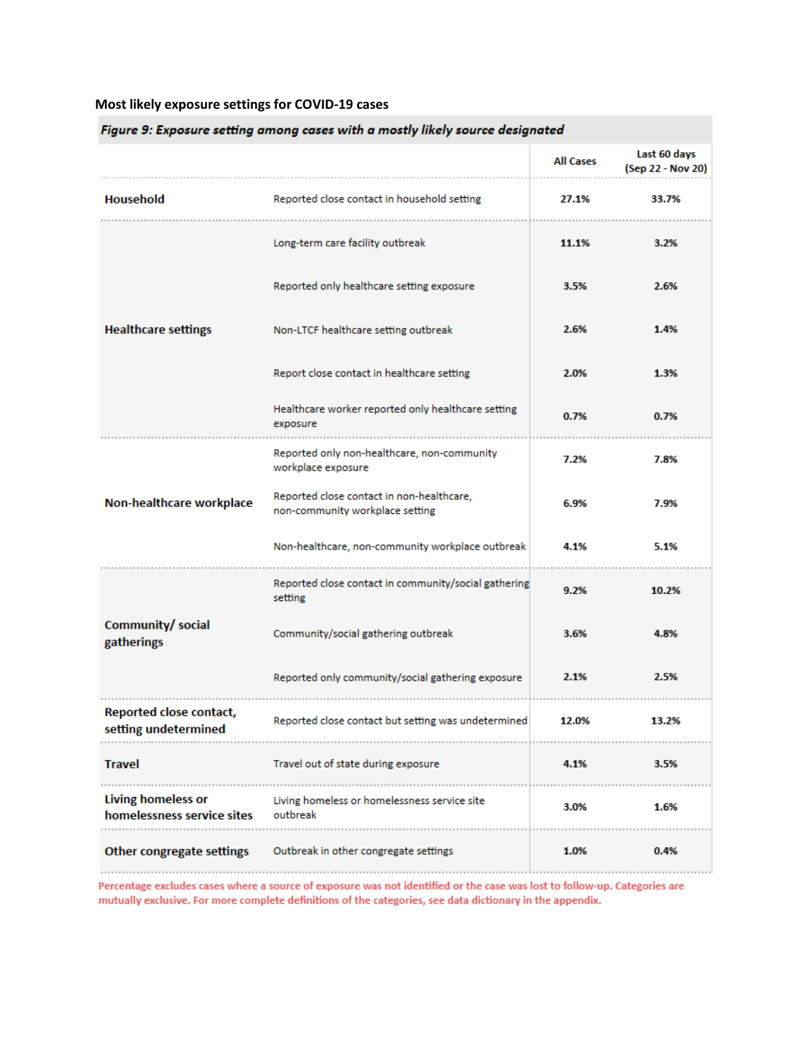**Most likely exposure settings for COVID-19 cases**

***Figure 9: Exposure setting among cases with a mostly likely source designated***

| | | All Cases | Last 60 days (Sep 22 - Nov 20) |
|---|---|---|---|
| **Household** | Reported close contact in household setting | **27.1%** | **33.7%** |
| **Healthcare settings** | Long-term care facility outbreak | **11.1%** | **3.2%** |
| | Reported only healthcare setting exposure | **3.5%** | **2.6%** |
| | Non-LTCF healthcare setting outbreak | **2.6%** | **1.4%** |
| | Report close contact in healthcare setting | **2.0%** | **1.3%** |
| | Healthcare worker reported only healthcare setting exposure | **0.7%** | **0.7%** |
| **Non-healthcare workplace** | Reported only non-healthcare, non-community workplace exposure | **7.2%** | **7.8%** |
| | Reported close contact in non-healthcare, non-community workplace setting | **6.9%** | **7.9%** |
| | Non-healthcare, non-community workplace outbreak | **4.1%** | **5.1%** |
| **Community/ social gatherings** | Reported close contact in community/social gathering setting | **9.2%** | **10.2%** |
| | Community/social gathering outbreak | **3.6%** | **4.8%** |
| | Reported only community/social gathering exposure | **2.1%** | **2.5%** |
| **Reported close contact, setting undetermined** | Reported close contact but setting was undetermined | **12.0%** | **13.2%** |
| **Travel** | Travel out of state during exposure | **4.1%** | **3.5%** |
| **Living homeless or homelessness service sites** | Living homeless or homelessness service site outbreak | **3.0%** | **1.6%** |
| **Other congregate settings** | Outbreak in other congregate settings | **1.0%** | **0.4%** |

Percentage excludes cases where a source of exposure was not identified or the case was lost to follow-up. Categories are mutually exclusive. For more complete definitions of the categories, see data dictionary in the appendix.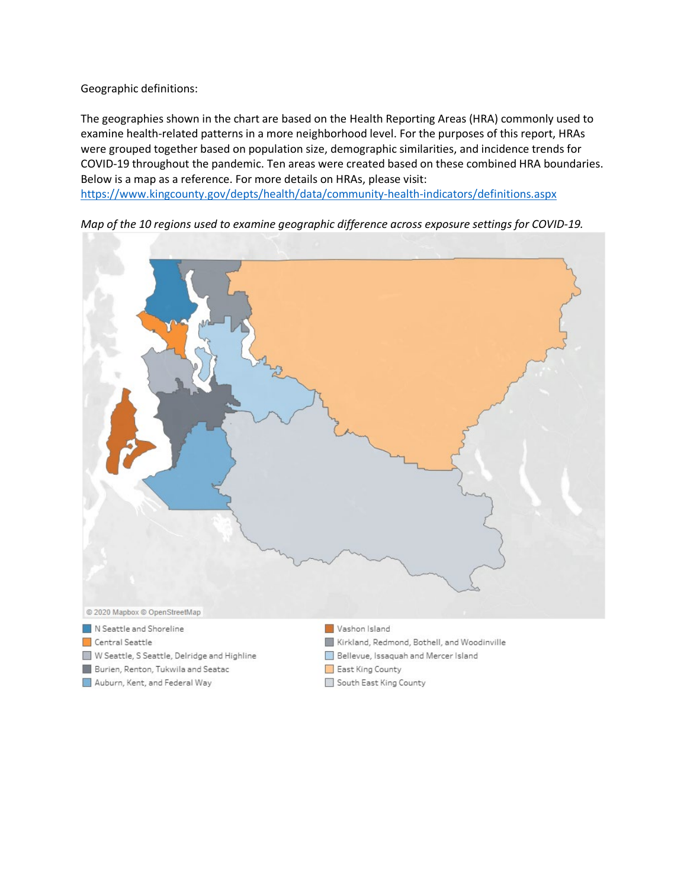Geographic definitions:

The geographies shown in the chart are based on the Health Reporting Areas (HRA) commonly used to examine health-related patterns in a more neighborhood level. For the purposes of this report, HRAs were grouped together based on population size, demographic similarities, and incidence trends for COVID-19 throughout the pandemic. Ten areas were created based on these combined HRA boundaries. Below is a map as a reference. For more details on HRAs, please visit: https://www.kingcounty.gov/depts/health/data/community-health-indicators/definitions.aspx

*Map of the 10 regions used to examine geographic difference across exposure settings for COVID-19.*

© 2020 Mapbox © OpenStreetMap

- N Seattle and Shoreline
- Central Seattle
- W Seattle, S Seattle, Delridge and Highline
- Burien, Renton, Tukwila and Seatac
- Auburn, Kent, and Federal Way
- Vashon Island
- Kirkland, Redmond, Bothell, and Woodinville
- Bellevue, Issaquah and Mercer Island
- East King County
- South East King County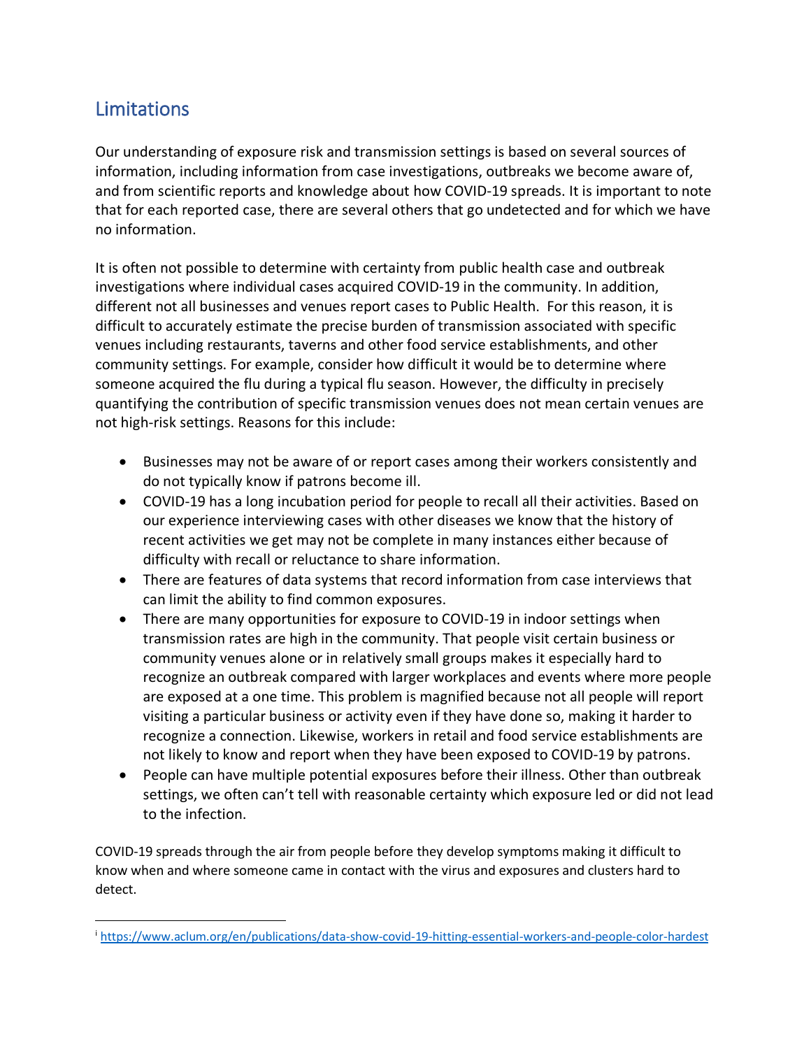## Limitations

Our understanding of exposure risk and transmission settings is based on several sources of information, including information from case investigations, outbreaks we become aware of, and from scientific reports and knowledge about how COVID-19 spreads. It is important to note that for each reported case, there are several others that go undetected and for which we have no information.

It is often not possible to determine with certainty from public health case and outbreak investigations where individual cases acquired COVID-19 in the community. In addition, different not all businesses and venues report cases to Public Health. For this reason, it is difficult to accurately estimate the precise burden of transmission associated with specific venues including restaurants, taverns and other food service establishments, and other community settings. For example, consider how difficult it would be to determine where someone acquired the flu during a typical flu season. However, the difficulty in precisely quantifying the contribution of specific transmission venues does not mean certain venues are not high-risk settings. Reasons for this include:

- Businesses may not be aware of or report cases among their workers consistently and do not typically know if patrons become ill.
- COVID-19 has a long incubation period for people to recall all their activities. Based on our experience interviewing cases with other diseases we know that the history of recent activities we get may not be complete in many instances either because of difficulty with recall or reluctance to share information.
- There are features of data systems that record information from case interviews that can limit the ability to find common exposures.
- There are many opportunities for exposure to COVID-19 in indoor settings when transmission rates are high in the community. That people visit certain business or community venues alone or in relatively small groups makes it especially hard to recognize an outbreak compared with larger workplaces and events where more people are exposed at a one time. This problem is magnified because not all people will report visiting a particular business or activity even if they have done so, making it harder to recognize a connection. Likewise, workers in retail and food service establishments are not likely to know and report when they have been exposed to COVID-19 by patrons.
- People can have multiple potential exposures before their illness. Other than outbreak settings, we often can't tell with reasonable certainty which exposure led or did not lead to the infection.

COVID-19 spreads through the air from people before they develop symptoms making it difficult to know when and where someone came in contact with the virus and exposures and clusters hard to detect.

---

[i] https://www.aclum.org/en/publications/data-show-covid-19-hitting-essential-workers-and-people-color-hardest